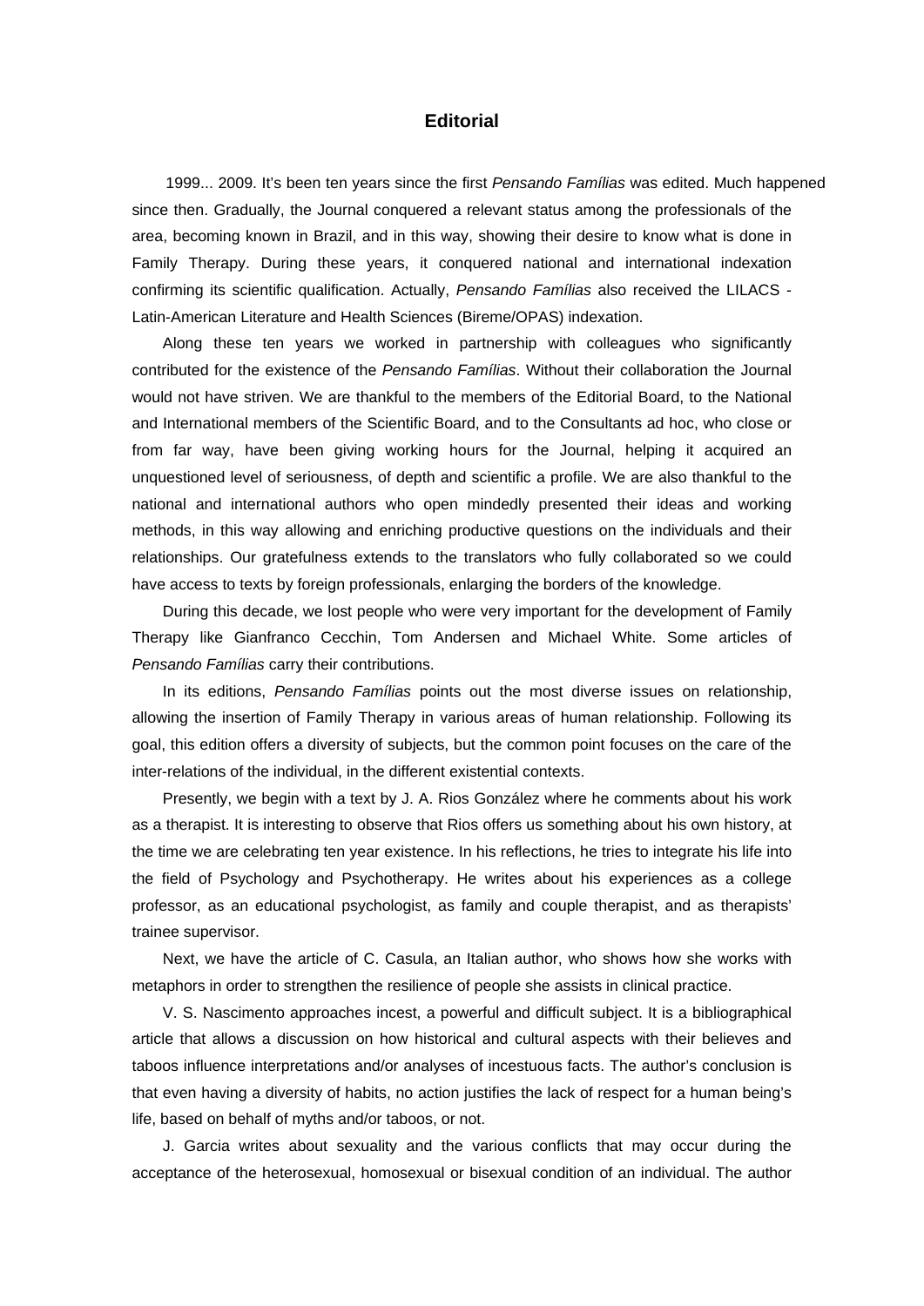# Editorial

1999... 2009. It's been ten years since the first *Pensando Famílias* was edited. Much happened since then. Gradually, the Journal conquered a relevant status among the professionals of the area, becoming known in Brazil, and in this way, showing their desire to know what is done in Family Therapy. During these years, it conquered national and international indexation confirming its scientific qualification. Actually, *Pensando Famílias* also received the LILACS - Latin-American Literature and Health Sciences (Bireme/OPAS) indexation.

Along these ten years we worked in partnership with colleagues who significantly contributed for the existence of the *Pensando Famílias*. Without their collaboration the Journal would not have striven. We are thankful to the members of the Editorial Board, to the National and International members of the Scientific Board, and to the Consultants ad hoc, who close or from far way, have been giving working hours for the Journal, helping it acquired an unquestioned level of seriousness, of depth and scientific a profile. We are also thankful to the national and international authors who open mindedly presented their ideas and working methods, in this way allowing and enriching productive questions on the individuals and their relationships. Our gratefulness extends to the translators who fully collaborated so we could have access to texts by foreign professionals, enlarging the borders of the knowledge.

During this decade, we lost people who were very important for the development of Family Therapy like Gianfranco Cecchin, Tom Andersen and Michael White. Some articles of *Pensando Famílias* carry their contributions.

In its editions, *Pensando Famílias* points out the most diverse issues on relationship, allowing the insertion of Family Therapy in various areas of human relationship. Following its goal, this edition offers a diversity of subjects, but the common point focuses on the care of the inter-relations of the individual, in the different existential contexts.

Presently, we begin with a text by J. A. Rios González where he comments about his work as a therapist. It is interesting to observe that Rios offers us something about his own history, at the time we are celebrating ten year existence. In his reflections, he tries to integrate his life into the field of Psychology and Psychotherapy. He writes about his experiences as a college professor, as an educational psychologist, as family and couple therapist, and as therapists' trainee supervisor.

Next, we have the article of C. Casula, an Italian author, who shows how she works with metaphors in order to strengthen the resilience of people she assists in clinical practice.

V. S. Nascimento approaches incest, a powerful and difficult subject. It is a bibliographical article that allows a discussion on how historical and cultural aspects with their believes and taboos influence interpretations and/or analyses of incestuous facts. The author's conclusion is that even having a diversity of habits, no action justifies the lack of respect for a human being's life, based on behalf of myths and/or taboos, or not.

J. Garcia writes about sexuality and the various conflicts that may occur during the acceptance of the heterosexual, homosexual or bisexual condition of an individual. The author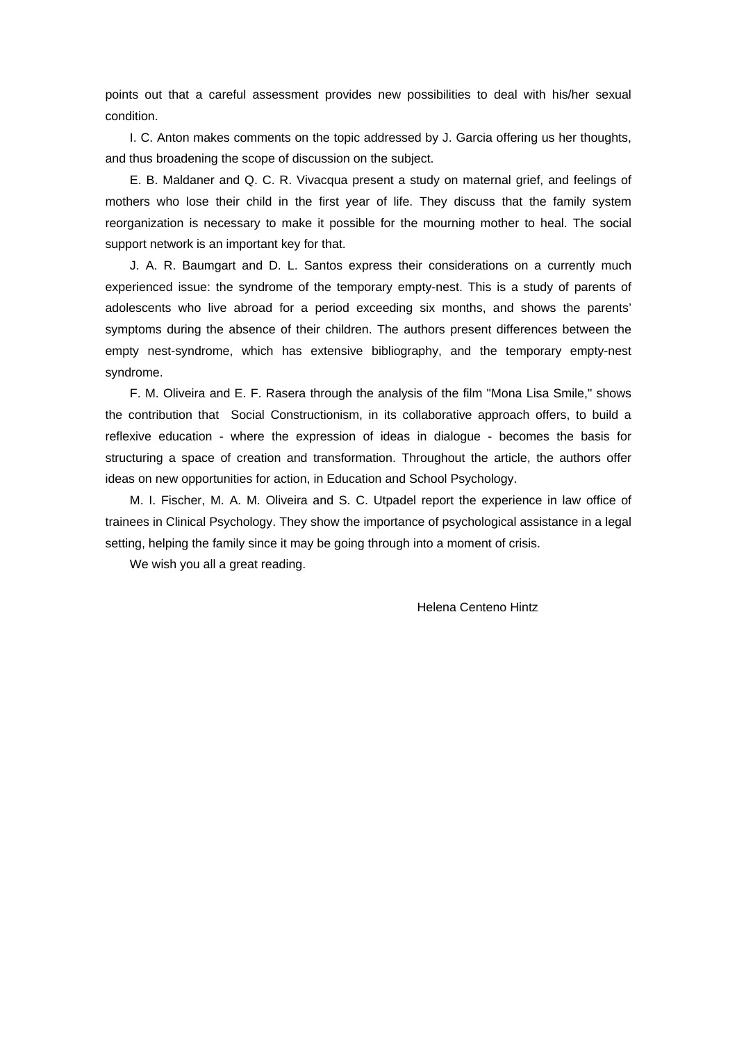points out that a careful assessment provides new possibilities to deal with his/her sexual condition.

I. C. Anton makes comments on the topic addressed by J. Garcia offering us her thoughts, and thus broadening the scope of discussion on the subject.

E. B. Maldaner and Q. C. R. Vivacqua present a study on maternal grief, and feelings of mothers who lose their child in the first year of life. They discuss that the family system reorganization is necessary to make it possible for the mourning mother to heal. The social support network is an important key for that.

J. A. R. Baumgart and D. L. Santos express their considerations on a currently much experienced issue: the syndrome of the temporary empty-nest. This is a study of parents of adolescents who live abroad for a period exceeding six months, and shows the parents' symptoms during the absence of their children. The authors present differences between the empty nest-syndrome, which has extensive bibliography, and the temporary empty-nest syndrome.

F. M. Oliveira and E. F. Rasera through the analysis of the film "Mona Lisa Smile," shows the contribution that Social Constructionism, in its collaborative approach offers, to build a reflexive education - where the expression of ideas in dialogue - becomes the basis for structuring a space of creation and transformation. Throughout the article, the authors offer ideas on new opportunities for action, in Education and School Psychology.

M. I. Fischer, M. A. M. Oliveira and S. C. Utpadel report the experience in law office of trainees in Clinical Psychology. They show the importance of psychological assistance in a legal setting, helping the family since it may be going through into a moment of crisis.

We wish you all a great reading.

Helena Centeno Hintz